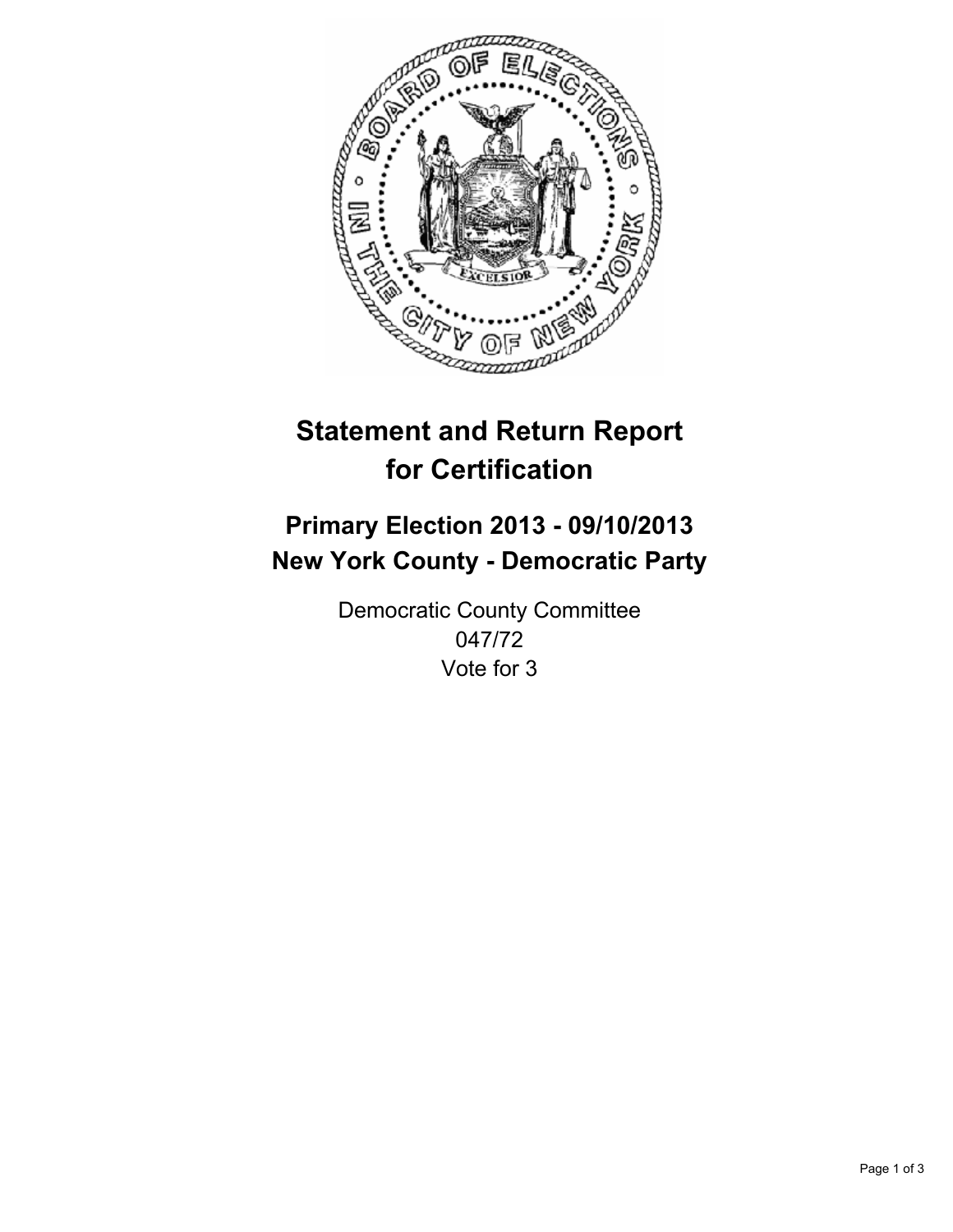# Statement and Return Report for Certification

## Primary Election 2013 - 09/10/2013
## New York County - Democratic Party

Democratic County Committee
047/72
Vote for 3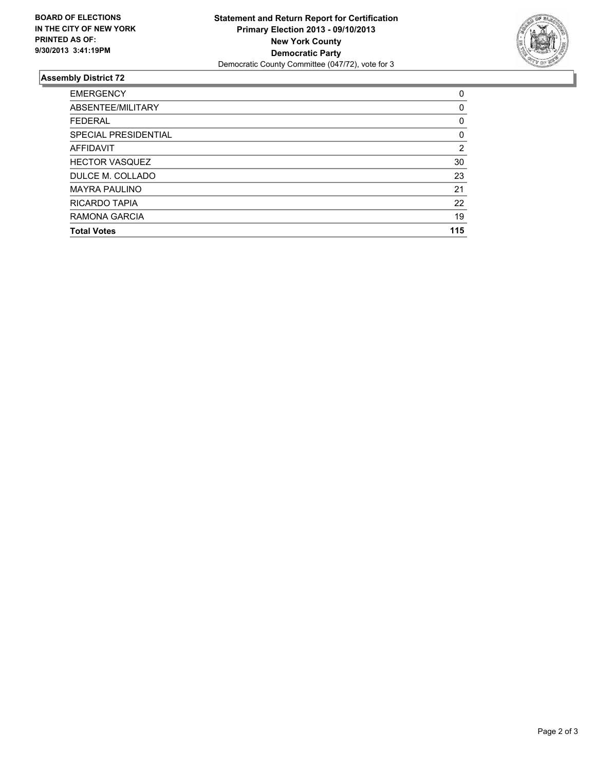**BOARD OF ELECTIONS IN THE CITY OF NEW YORK PRINTED AS OF: 9/30/2013 3:41:19PM**

**Statement and Return Report for Certification**
**Primary Election 2013 - 09/10/2013**
**New York County**
**Democratic Party**
Democratic County Committee (047/72), vote for 3

## Assembly District 72

| | |
|---|---|
| EMERGENCY | 0 |
| ABSENTEE/MILITARY | 0 |
| FEDERAL | 0 |
| SPECIAL PRESIDENTIAL | 0 |
| AFFIDAVIT | 2 |
| HECTOR VASQUEZ | 30 |
| DULCE M. COLLADO | 23 |
| MAYRA PAULINO | 21 |
| RICARDO TAPIA | 22 |
| RAMONA GARCIA | 19 |
| **Total Votes** | **115** |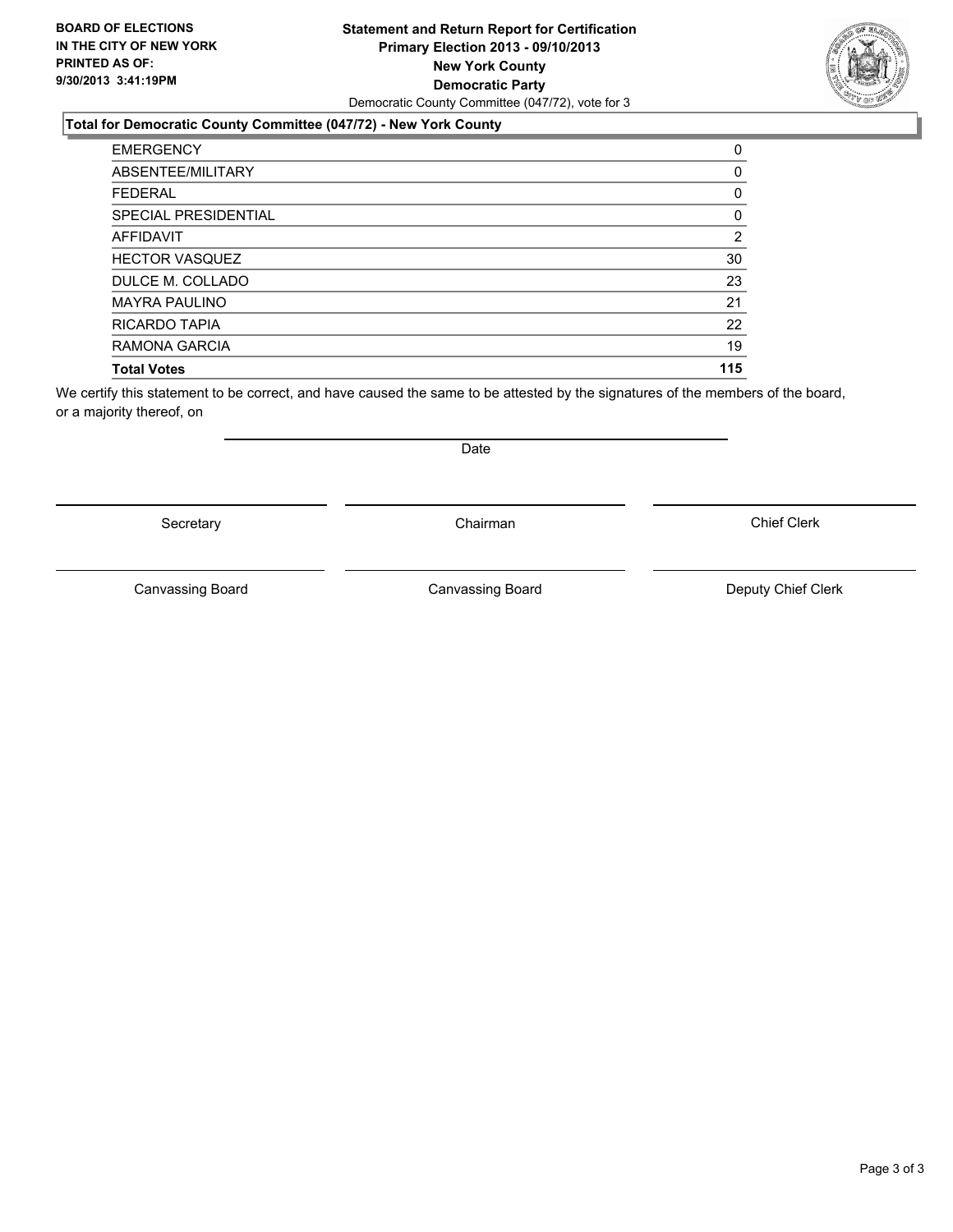**BOARD OF ELECTIONS**
**IN THE CITY OF NEW YORK**
**PRINTED AS OF:**
**9/30/2013 3:41:19PM**

**Statement and Return Report for Certification**
**Primary Election 2013 - 09/10/2013**
**New York County**
**Democratic Party**
Democratic County Committee (047/72), vote for 3

### Total for Democratic County Committee (047/72) - New York County

| | |
|---|---|
| EMERGENCY | 0 |
| ABSENTEE/MILITARY | 0 |
| FEDERAL | 0 |
| SPECIAL PRESIDENTIAL | 0 |
| AFFIDAVIT | 2 |
| HECTOR VASQUEZ | 30 |
| DULCE M. COLLADO | 23 |
| MAYRA PAULINO | 21 |
| RICARDO TAPIA | 22 |
| RAMONA GARCIA | 19 |
| **Total Votes** | **115** |

We certify this statement to be correct, and have caused the same to be attested by the signatures of the members of the board, or a majority thereof, on

Date

Secretary | Chairman | Chief Clerk

Canvassing Board | Canvassing Board | Deputy Chief Clerk